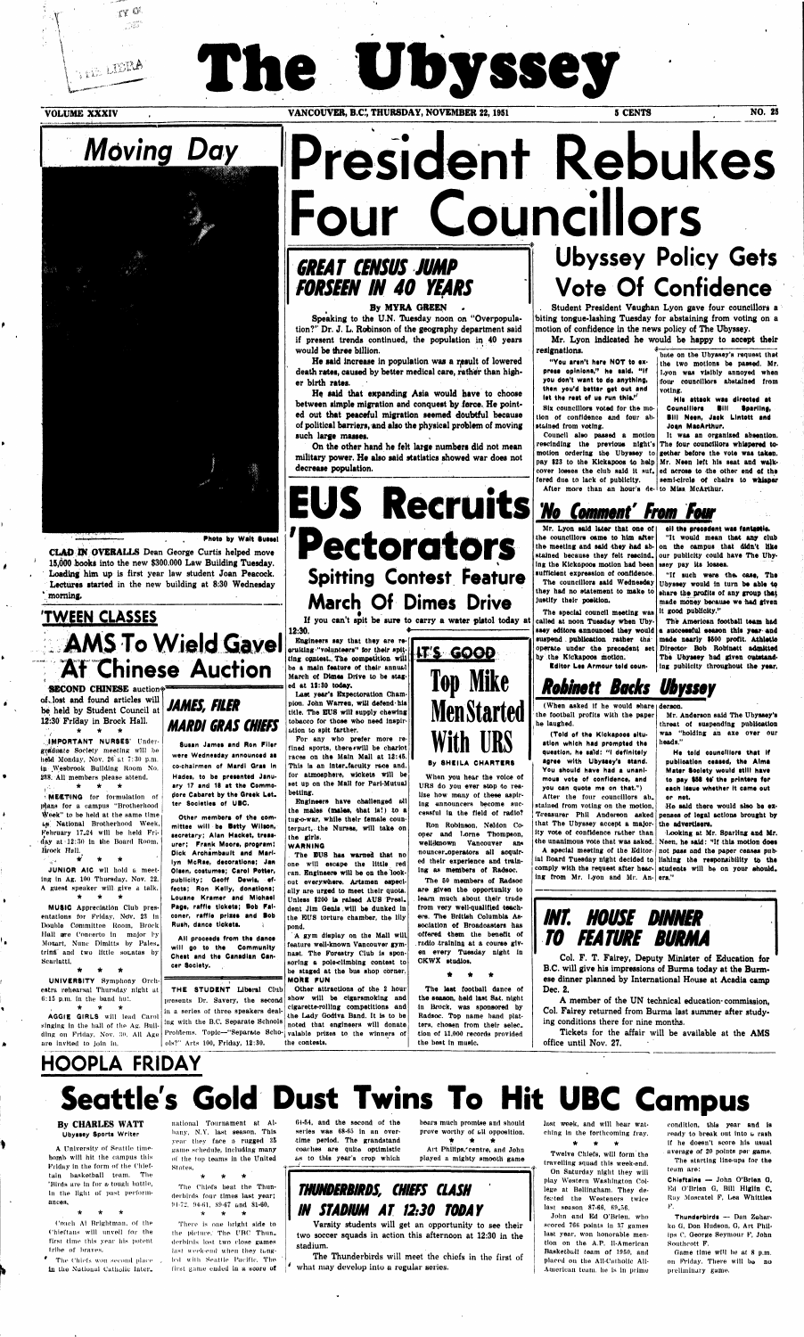# The Ubyssey

VOLUME XXXIV — VANCOUVER, B.C., THURSDAY, NOVEMBER 22, 1951 — 5 CENTS — NO. 25

## Moving Day

Photo by Walt Sussel

**CLAD IN OVERALLS** Dean George Curtis helped move 15,000 books into the new $300,000 Law Building Tuesday. Loading him up is first year law student Joan Peacock. Lectures started in the new building at 8:30 Wednesday morning.

# President Rebukes Four Councillors

## GREAT CENSUS JUMP FORSEEN IN 40 YEARS

By MYRA GREEN

Speaking to the U.N. Tuesday noon on "Overpopulation?" Dr. J. L. Robinson of the geography department said if present trends continued, the population in 40 years would be three billion.

He said increase in population was a result of lowered death rates, caused by better medical care, rather than higher birth rates.

He said that expanding Asia would have to choose between simple migration and conquest by force. He pointed out that peaceful migration seemed doubtful because of political barriers, and also the physical problem of moving such large masses.

On the other hand he felt large numbers did not mean military power. He also said statistics showed war does not decrease population.

## Ubyssey Policy Gets Vote Of Confidence

Student President Vaughan Lyon gave four councillors a biting tongue-lashing Tuesday for abstaining from voting on a motion of confidence in the news policy of The Ubyssey.

Mr. Lyon indicated he would be happy to accept their resignations.

"You aren't here NOT to express opinions," he said. "If you don't want to do anything, then you'd better get out and let the rest of us run this."

Six councillors voted for the motion of confidence and four abstained from voting.

Council also passed a motion rescinding the previous night's motion ordering the Ubyssey to pay $23 to the Kickapoos to help cover losses the club said it suffered due to lack of publicity.

After more than an hour's debate on the Ubyssey's request that the two motions be passed, Mr. Lyon was visibly annoyed when four councillors abstained from voting.

His attack was directed at Councillors Bill Sparling, Bill Neen, Jack Lintott and Joan MacArthur.

It was an organized abstention. The four councillors whispered together before the vote was taken. Mr. Neen left his seat and walked across to the other end of the semi-circle of chairs to whisper to Miss McArthur.

### 'No Comment' From Four

Mr. Lyon said later that one of the councillors came to him after the meeting and said they had abstained because they felt rescinding the Kickapoo motion had been sufficient expression of confidence.

The councillors said Wednesday they had no statement to make to justify their position.

The special council meeting was called at noon Tuesday when Ubyssey editors announced they would suspend publication rather than operate under the precedent set by the Kickapoo motion.

Editor Les Armour told council all the precedent was fantastic.

"It would mean that any club on the campus that didn't like our publicity could have The Ubyssey pay its losses.

"If such were the case, The Ubyssey would in turn be able to share the profits of any group that made money because we had given it good publicity."

The American football team had a successful season this year and made nearly $500 profit. Athletic Director Bob Robinett admitted The Ubyssey had given outstanding publicity throughout the year.

### Robinett Backs Ubyssey

(When asked if he would share the football profits with the paper he laughed.

(Told of the Kickapoo situation which had prompted the question, he said: "I definitely agree with Ubyssey's stand. You should have had a unanimous vote of confidence, and you can quote me on that.")

After the four councillors abstained from voting on the motion, Treasurer Phil Anderson asked that The Ubyssey accept a majority vote of confidence rather than the unanimous vote that was asked.

A special meeting of the Editorial Board Tuesday night decided to comply with the request after hearing from Mr. Lyon and Mr. Anderson.

Mr. Anderson said The Ubyssey's threat of suspending publication was "holding an axe over our heads."

He told councillors that if publication ceased, the Alma Mater Society would still have to pay $55 to the printers for each issue whether it came out or not.

He said there would also be expenses of legal actions brought by the advertisers.

Looking at Mr. Sparling and Mr. Neen, he said: "If this motion does not pass and the paper ceases publishing the responsibility to the students will be on your shoulders."

# EUS Recruits 'Pectorators

## Spitting Contest Feature March Of Dimes Drive

If you can't spit be sure to carry a water pistol today at 12:30.

Engineers say that they are recruiting "volunteers" for their spitting contest. The competition will be a main feature of their annual March of Dimes Drive to be staged at 12:30 today.

Last year's Expectoration Champion, John Warren, will defend his title. The EUS will supply chewing tobacco for those who need inspiration to spit farther.

For any who prefer more refined sports, there will be chariot races on the Main Mall at 12:45. This is an inter-faculty race and, for atmosphere, wickets will be set up on the Mall for Pari-Mutual betting.

Engineers have challenged all the males (males, that is!) to a tug-o-war, while their female counterpart, the Nurses, will take on the girls.

**WARNING**

The EUS has warned that no one will escape the little red can. Engineers will be on the lookout everywhere. Artsmen especially are urged to meet their quota. Unless $200 is raised AUS President Jim Genis will be dunked in the EUS torture chamber, the lily pond.

A gym display on the Mall will feature well-known Vancouver gymnast. The Forestry Club is sponsoring a pole-climbing contest to be staged at the bus stop corner.

**MORE FUN**

Other attractions of the 2 hour show will be cigarsmoking and cigarette-rolling competitions and the Lady Godiva Band. It is to be noted that engineers will donate valuable prizes to the winners of the contests.

## IT'S GOOD

# Top Mike Men Started With URS

By SHEILA CHARTERS

When you hear the voice of URS do you ever stop to realise how many of these aspiring announcers become successful in the field of radio?

Ron Robinson, Neldon Cooper and Lorne Thompson, wellknown Vancouver announcer-operators all acquired their experience and training as members of Radsoc.

The 50 members of Radsoc are given the opportunity to learn much about their trade from very well-qualified teachers. The British Columbia Association of Broadcasters has offered them the benefit of radio training at a course given every Tuesday night in CKWX studios.

\* \* \*

The last football dance of the season, held last Sat. night in Brock, was sponsored by Radsoc. Top name band platters, chosen from their selection of 17,000 records provided the best in music.

## 'TWEEN CLASSES

### AMS To Wield Gavel At Chinese Auction

**SECOND CHINESE** auction of lost and found articles will be held by Student Council at 12:30 Friday in Brock Hall.

\* \* \*

**IMPORTANT NURSES'** Undergraduate Society meeting will be held Monday, Nov. 26 at 7:30 p.m. in Wesbrook Building Room No. 233. All members please attend.

\* \* \*

**MEETING** for formulation of plans for a campus "Brotherhood Week" to be held at the same time as National Brotherhood Week, February 17-24 will be held Friday at 12:30 in the Board Room, Brock Hall.

\* \* \*

**JUNIOR AIC** will hold a meeting in Ag. 100 Thursday, Nov. 22. A guest speaker will give a talk.

\* \* \*

**MUSIC** Appreciation Club presentations for Friday, Nov. 23 in Double Committee Room, Brock Hall are Concerto in major by Mozart, Nunc Dimitts by Palestrina and two little sonatas by Scarlatti.

\* \* \*

**UNIVERSITY** Symphony Orchestra rehearsal Thursday night at 6:15 p.m. in the band hut.

\* \* \*

**AGGIE GIRLS** will lead Carol singing in the hall of the Ag. Building on Friday, Nov. 30. All Ags are invited to join in.

### JAMES, FILER MARDI GRAS CHIEFS

Susan James and Ron Filer were Wednesday announced as co-chairmen of Mardi Gras in Hades, to be presented January 17 and 18 at the Commodore Cabaret by the Greek Letter Societies of UBC.

Other members of the committee will be Betty Wilson, secretary; Alan Hacket, treasurer; Frank Moore, program; Dick Archambault and Marilyn McRae, decorations; Jan Olsen, costumes; Carol Potter, publicity; Geoff Dewis, effects; Ron Kelly, donations; Louane Kramer and Michael Page, raffle tickets; Bob Falconer, raffle prizes and Bob Rush, dance tickets.

All proceeds from the dance will go to the Community Chest and the Canadian Cancer Society.

**THE STUDENT** Liberal Club presents Dr. Savery, the second in a series of three speakers dealing with the B.C. Separate Schools Problems. Topic—"Separate Schools?" Arts 100, Friday, 12:30.

## INT. HOUSE DINNER TO FEATURE BURMA

Col. F. T. Fairey, Deputy Minister of Education for B.C. will give his impressions of Burma today at the Burmese dinner planned by International House at Acadia camp Dec. 2.

A member of the UN technical education commission, Col. Fairey returned from Burma last summer after studying conditions there for nine months.

Tickets for the affair will be available at the AMS office until Nov. 27.

## HOOPLA FRIDAY

# Seattle's Gold Dust Twins To Hit UBC Campus

By CHARLES WATT
Ubyssey Sports Writer

A University of Seattle timebomb will hit the campus this Friday in the form of the Chieftain basketball team. The 'Birds are in for a tough battle, in the light of past performances.

\* \* \*

Coach Al Brightman, of the Chieftans will unveil for the first time this year his potent tribe of braves.

The Chiefs won second place in the National Catholic International Tournament at Albany, N.Y. last season. This year they face a rugged 35 game schedule, including many of the top teams in the United States.

\* \* \*

The Chiefs beat the Thunderbirds four times last year; 91-72, 94-61, 89-67 and 81-60.

\* \* \*

There is one bright side to the picture. The UBC Thunderbirds lost two close games last week-end when they tangled with Seattle Pacific. The first game ended in a score of 61-54, and the second of the series was 68-65 in an overtime period. The grandstand coaches are quite optimistic as to this year's crop which bears much promise and should prove worthy of all opposition.

\* \* \*

Art Phillips, centre, and John played a mighty smooth game last week, and will bear watching in the forthcoming fray.

\* \* \*

Twelve Chiefs, will form the travelling squad this week-end.

On Saturday night they will play Western Washington College at Bellingham. They defeated the Westeners twice last season 87-66, 69-56.

John and Ed O'Brien, who scored 766 points in 37 games last year, won honorable mention on the A.P. Ill-American Basketball team of 1950, and placed on the All-Catholic All-American team, he is in prime condition, this year and is ready to break out into a rash if he doesn't score his usual average of 20 points per game.

The starting line-ups for the team are:

**Chieftains** — John O'Brien G, Ed O'Brien G, Bill Higlin C, Roy Moscatel F, Lea Whittles F.

**Thunderbirds** — Dan Zaharko G, Don Hudson, G, Art Phillips C, George Seymour F, John Southcott F.

Game time will be at 8 p.m. on Friday. There will be no preliminary game.

## THUNDERBIRDS, CHIEFS CLASH IN STADIUM AT 12:30 TODAY

Varsity students will get an opportunity to see their two soccer squads in action this afternoon at 12:30 in the stadium.

The Thunderbirds will meet the chiefs in the first of what may develop into a regular series.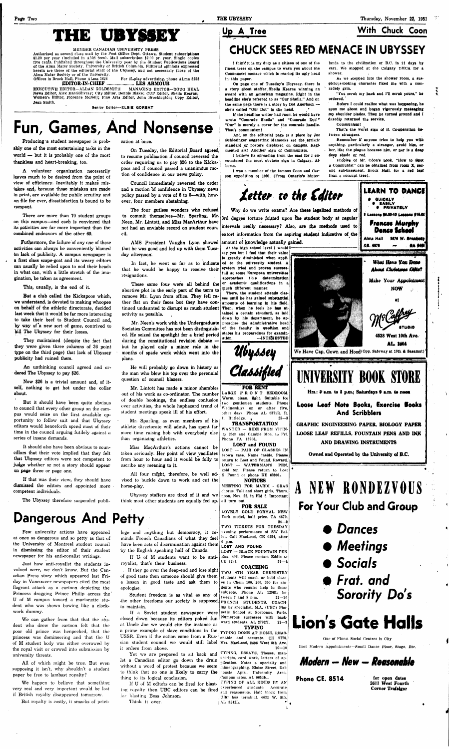# THE UBYSSEY

MEMBER CANADIAN UNIVERSITY PRESS

Authorized as second class mail by the Post Office Dept. Ottawa. Student subscriptions $1.20 per year (included in AMS fees). Mail subscription $2.00 pr. year. Single copies five cents. Published throughout the University year by the Student Publications Board of the Alma Mater Society, University of British Columbia. Editorial opinions expressed herein are those of the editorial staff of the Ubyssey, and not necessarily those of the Alma Mater Society or of the University.

Offices in Brock Hall, Phone ALma 1624 For display advertising, phone ALma 3253

**EDITOR-IN-CHIEF ........................ LES ARMOUR**

EXECUTIVE EDITOR—ALLAN GOLDSMITH MANAGING EDITOR—DOUG HEAL

News Editor, Alex MacGillivray; City Editor, Dennis Blake; CUP Editor, Sheila Kearns; Women's Editor, Florence McNeil; Fine Arts Editor, John Brockington; Copy Editor, Jean Smith.

Senior Editor—ELSIE GORBAT

# Fun, Games, And Nonsense

Producing a student newspaper is probably one of the most entertaining tasks in the world — but it is probably one of the most thankless and heart-breaking, too.

A volunteer organization necessarily leaves much to be desired from the point of view of efficiency. Inevitably it makes mistakes and, because those mistakes are made in print, are available for public scrutiny and on file for ever, dissatisfaction is bound to be rampant.

There are more than 70 student groups on this campus—and each is convinced that its activities are far more important than the combined endeavors of the other 69.

Futhermore, the failure of any one of these activities can always be conveniently blamed on lack of publicity. A campus newspaper is a first class scape-goat and its weary editors can usually be relied upon to nod their heads in what can, with a little stretch of the imagination, be taken as agreement.

This, usually, is the end of it.

But a club called the Kickapoos which, we understand, is devoted to making whoopee on behalf of the athletic directorate, decided last week that it would be far more interesting to take their beef to Student Council and, by way of a new sort of game, contrived to bill The Ubyssey for their losses.

They maintained (despite the fact that they were given three columns of 36 point type on the third page) that lack of Ubyssey publicity had ruined them.

An unthinking council agreed and ordered The Ubyssey to pay $26.

Now $26 is a trivial amount and, of itself, nothing to get hot under the collar about.

But it should have been quite obvious to council that every other group on the campus would seize on the first available opportunity to follow suit and that Ubyssey editors would henceforth spend most of their time in the council arguing futilely against a series of insane demands.

It should also have been obvious to councillors that their vote implied that they felt that Ubyssey editors were not competent to judge whether or not a story should appear on page three or page one.

If that was their view, they should have dismissed the editors and appointed more competent individuals.

The Ubyssey therefore suspended publication at once.

On Tuesday, the Editorial Board agreed to resume publication if council reversed the order requiring us to pay $26 to the Kickapoos and if council passed a unanimous motion of confidence in our news policy.

Council immediately reversed the order and a motion of confidence in Ubyssey news policy passed by a vote of 6 to 0—with, however, four members abstaining.

The four gutless wonders who refused to commit themselves—Mr. Sparling, Mr. Neen, Mr. Lintott, and Miss MacArthur have not had an enviable record on student council.

AMS President Vaughn Lyon showed that he was good and fed up with them Tuesday afternoon.

In fact, he went so far as to indicate that he would be happy to receive their resignations.

These same four were all behind the abortive plot in the early part of the term to remove Mr. Lyon from office. They fell rather flat on their faces but they have continued undaunted to disrupt as much student activity as possible.

Mr. Neen's work with the Undergraduate Societies Committee has not been distinguished. He seized the spotlight for a brief period during the constitutional revision debate — but he played only a minor role in the months of spade work which went into the plans.

He will probably go down in history as the man who blew his top over the perennial question of council blazers.

Mr. Lintott has made a minor shambles out of his work as co-ordinator. The number of double bookings, the endless confusion over activities, the whole haphazard trend of student meetings speak ill of his effort.

Mr. Sparling, as even members of his athletic directorate will admit, has spent far more time raising hob with everybody else than organizing athletics.

Miss MacArthur's actions cannot be taken seriously. Her point of view vacillates from hour to hour and it would be folly to ascribe any meaning to it.

All four might, therefore, be well advised to buckle down to work and cut the horse-play.

Ubyssey staffers are tired of it and we think most other students are equally fed up.

# Dangerous And Petty

Few university actions have appeared at once so dangerous and so petty as that of the University of Montreal student council in dismissing the editor of their student newspaper for his anti-royalist writings.

Just how anti-royalist the students involved were, we don't know. But the Canadian Press story which appeared last Friday in Vancouver newspapers cited the most flagrant attack as a cartoon depicting the Princess dragging Prince Philip across the U of M campus toward a marionette student who was shown bowing like a clockwork dummy.

We can gather from that that the student who drew the cartoon felt that the poor old prince was henpecked, that the princess was domineering and that the U of M student body was either overawed by the royal visit or crowed into submission by university threats.

All of which might be true. But even supposing it isn't, why shouldn't a student paper be free to lambast royalty?

We happen to believe that something very real and very important would be lost if British royalty disappeared tomorrow.

But royalty is costly, it smacks of privilege and anything but democracy, it reminds French Canadians of what they feel have been acts of discrimination against them by the English speaking half of Canada.

If U. of M students want to be anti-royalist, that's their business.

If they go over the deep-end and lose sight of good taste then someone should give them a lesson in good taste and ask them to apologise.

Student freedom is as vital as any of the other freedoms our society is supposed to maintain.

If a Soviet student newspaper were closed down because its editors poked fun at Uncle Joe we would cite the instance as a prime example of slave conditions in the USSR. Even if the action came from a Russian student council we would still label it orders from above.

Yet we are prepared to sit back and let a Canadian editor go down the drain without a word of protest because we seem to think that no one is likely to carry the thing to its logical conclusion.

If U of M editors can be fired for blasting royalty then UBC editors can be fired for blasting Boss Johnson.

Think it over.

## Up A Tree — With Chuck Coon

# CHUCK SEES RED MENACE IN UBYSSEY

I think it is my duty as a citizen of one of the finest trees on the campus to warn you about the Communist menace which is rearing its ugly head in this paper.

On page one of Tuesday's Ubyssey, there is a story about staffer Sheila Kearns winning an award with an American magazine. Right in the headline she's referred to as "Our Sheila." And on the same page there is a story by Dot Auerbach — she's called "Our Dot" in the head.

If the headline writer had room he would have wrote "Comrade Sheila" and "Comrade Dot!" "Our" is merely a cover for the comrade handle. That's communism!

And on the editorial page is a piece by Joe Schlesinger suggesting Mamooks set the artistic standard of posters displayed on campus. Regimented art! Another sign of Communism.

I believe its spreading from the east for I encountered the most obvious sign in Calgary, Alberta.

I was a member of the famous Coon and Carson expedition of 1951. (From Ontario's hinterlands to the civilization of B.C. in 21 days by car). We stopped at the Calgary YMCA for a shower.

As we stepped into the shower room, a suspicious-looking character fixed me with a comradely grin.

"You scrub my back and I'll scrub yours," he ordered.

Before I could realize what was happening, he spun me about and began vigorously massaging my shoulder blades. Then he turned around and I dazedly returned the service.

Communism!

That's the worst sign of it. Co-operation between strangers.

Remember if anyone tries to help you with anything, particularly a stranger, avoid him, or her, like the plague because him, or her is a deep deep shade of red.

(Copies of Mr. Coon's book, "How to Spot a Communist" can be obtained from room X, second sub-basement, Brock Hall, for a red leaf from a coconut tree).

## Letter to the Editor

Why do we write exams? Are these legalized methods of 3rd degree torture foisted upon the student body at regular intervals really necessary? Also, are the methods used to extort information from the aspiring student indicative of the amount of knowledge actually gained.

At the high school level I would say yes but I feel that their value is greatly diminished when applied to the university student. A system tried and proven successful at some European universities approaches the determination of academic qualifications in a much different manner.

There, the student attends classes until he has gained substantial amounts of learning in his field. Then, when he feels he has attained a certain standard, as laid down by his department, he approaches the administrative head of the faculty in question and states his preparedness for examination.

—INTERESTED

## Ubyssey Classified

### FOR RENT

LARGE FRONT BEDROOM. Warm, clean, light. Suitable for two gentlemen students. Phone Wednesdays on or after five, other days. Phone AL 0371R. R. C. Rutledge. 25—3

### TRANSPORTATION

WANTED — RIDE FROM VICINity 25th and Camble Mon. to Fri. Phone FA 1890L.

### LOST and FOUND

LOST — PAIR OF GLASSES IN brown case. Name inside. Please return to Lost and Found. Reward.

LOST — WATERMAN'S PEN. gold top. Please return to Lost & Found or phone KE 6390L.

### NOTICES

MEETING FOR MARDI - GRAS chorus. Tall and short girls, Thurs. noon, Nov. 22, in HM 5. Important all turn out.

### FOR SALE

LOVELY GOLD FORMAL NEW York model, half price. TA 4679. 24—2

TWO TICKETS FOR TUESDAY evening performance of SW Ballet. Call MacLeod, CH 0254, after 6 p.m.

### LOST AND FOUND

LOST — BLACK FOUNTAIN PEN Eng. 406. Please contact Eddie at CE 4284. 21—4

### COACHING

TWO 4TH YEAR CHEMISTRY students will coach or hold classes in Chem 100, 200, 300 for students who require help in these subjects. Phone AL 1290L between 7 and 8 p.m. 22—10

FRENCH STUDENTS. COACHing by specialist. M.A. (UBC) Phonetic School at Sorbonne, Paris. Numerous successes with backward students. AL 2702Y. 22—3

### TYPING

TYPING DONE AT HOME, REASonable and accurate. CE 9778. Mrs. MacLeod, 2496 West 8th Ave. 16—10

TYPING, ESSAYS, Theses, manuscripts, card work, letters of application. Notes a specialty and mimeographing. Eloise Street, Dalhousie Apts., University Area. Campus rates. AL 0655R.

TYPING OF ALL KINDS BY AN experienced graduate. Accurate and reasonable. Half block from UBC bus terminal. 4633 W. 8th, AL 3242L.

## LEARN TO DANCE

- QUICKLY
- EASILY
- PRIVATELY

5 Lessons $5.00-10 Lessons $10.00

**Frances Murphy Dance School**

Alma Hall 3679 W. Broadway

CE. 6878 — BA 3425

**What Have You Done About Christmas Gifts?**

Make Your Appointment NOW

at

**McCaffery STUDIO**

4538 West 10th Ave.

AL. 2404

We Have Cap, Gown and Hood (Opp. Safeway at 10th & Sasamat)

# UNIVERSITY BOOK STORE

Hrs.: 9 a.m. to 5 p.m.; Saturdays 9 a.m. to noon

**Loose Leaf Note Books, Exercise Books And Scribblers**

GRAPHIC ENGINEERING PAPER, BIOLOGY PAPER

LOOSE LEAF REFILLS, FOUNTAIN PENS AND INK AND DRAWING INSTRUMENTS

Owned and Operated by the University of B.C.

# A NEW RONDEZVOUS For Your Club and Group

- Dances
- Meetings
- Socials
- Frat. and Sorority Do's

# Lion's Gate Halls

One of Finest Social Centres in City

Best Modern Appointments—Small Dance Floor, Stage, Etc.

**Modern — New — Reasonable**

**Phone CE. 8514** for open dates 2611 West Fourth Corner Trafalgar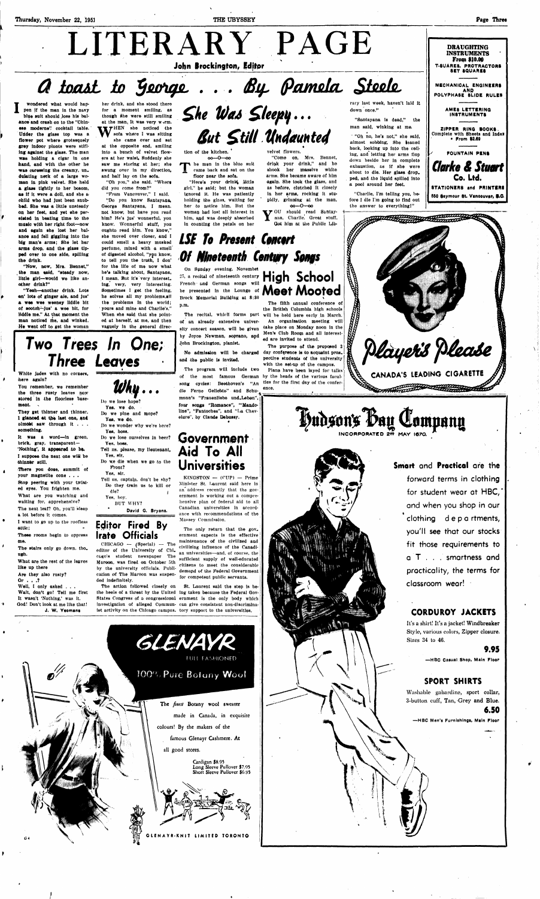# LITERARY PAGE

**John Brockington, Editor**

## A toast to George . . . By Pamela Steele

## She Was Sleepy . . . But Still Undaunted

I wondered what would happen if the man in the navy blue suit should lose his balance and crash on to the "Chinese moderne" cocktail table. Under the glass top was a flower pot where grotesquely grey indoor plants were stifling against the glass. The man was holding a cigar in one hand, and with the other he was caressing the creamy, undulating neck of a large woman in pink velvet. She held a glass tightly to her bosom, as if it were a doll, and she a child who had just been snubbed. She was a little unsteady on her feet, and yet she persisted in beating time to the music with her right foot—now and again she lost her balance and fell giggling into the big man's arms; She let her arms drop, and the glass tipped over to one side, spilling the drink.

"Now, now, Mrs. Bennet," the man said, "steady now, little girl—would we like another drink?"

"Yeah—another drink. Lots an' lots of ginger ale, and jus' a wee wee weeney liddle bit of scotch—jus' a wee bit, for liddle me." At that moment the man noticed me, and winked. He went off to get the woman her drink, and she stood there for a moment smiling, as though she were still smiling at the man. It was very warm.

When she noticed the sofa where I was sitting she came over and sat at the opposite end, smiling into a bunch of velvet flowers at her waist. Suddenly she saw me staring at her; she swung over in my direction, and half lay on the sofa.

"Oh you," she said. "Where did you come from?"

"From Vancouver," I said.

"Do you know Santayana, George Santayana, I mean, not know, but have you read him? He's jus' wonnerful, you know. Wonnerful stuff, you oughta read him. You know," she moved over closer, and I could smell a heavy musked perfume, mixed with a smell of digested alcohol, "you know, to tell you the truth, I don' for the life of me now what he's talking about, Santayana, I mean. But it's very interesting, very, very interesting. Sometimes I get the feeling, he solves all my problems, all the problems in the world; yours and mine and Charlie's." When she said that she pointed at herself, at me, and then vaguely in the general direction of the kitchen.

oo—O—oo

The man in the blue suit came back and sat on the floor near the sofa.

"Here's your drink, little girl," he said; but the woman ignored it. He was patiently holding the glass, waiting for her to notice him. But the woman had lost all interest in him, and was deeply absorbed in counting the petals on her velvet flowers.

"Come on, Mrs. Bennet, drink your drink," and he shook her massive white arms. She became aware of him again. She took the glass, and as before, clutched it closely in her arms, rocking it stupidly, grinning at the man.

oo—O—oo

You should read Santayana, Charlie. Great stuff. Got him at the Public Library last week, haven't laid it down once."

"Santayana is dead," the man said, winking at me.

"Oh no, he's not," she said, almost sobbing. She leaned back, looking up into the ceiling, and letting her arms flop down beside her in complete exhaustion, as if she were about to die. Her glass dropped, and the liquid spilled into a pool around her feet.

"Charlie, I'm telling you, before I die I'm going to find out the answer to everything!"

## Two Trees In One; Three Leaves

White jades with no corners,
here again?
You remember, we remember
the three rusty leaves now
stored in the floorless basement.
They get thinner and thinner.
I glanced at the last one, and
almost saw through it . . .
something.
It was a word—in green,
brick, gray, transparent—
'Nothing', it appeared to be.
I suppose the next one will be
thinner still.
There you doze, summit of
your magnetite cone . . .
Stop peering with your twisted eyes. You frighten me.
What are you watching and
waiting for, apprehensive?
The next leaf? Oh, you'll sleep
a lot before it comes.
I want to go up to the roofless
attic;
These rooms begin to oppress
me.
The stairs only go down, though.
What are the rest of the leaves
like up there
Are they also rusty?
Or . . .?
Well, I only asked . . .
Wait, don't go! Tell me first
It wasn't 'Nothing,' was it.
God! Don't look at me like that!

J. W. Yeomans

## Why . . .

Do we lose hope?
Yes, we do.
Do we pine and mope?
Yes, we do.
Do we wonder why we're here?
Yes, boss.
Do we lose ourselves in beer?
Yes, boss.
Tell us, please, my lieutenant,
Yes, sir.
Do we die when we go to the
Front?
Yes, sir.
Tell us, captain, don't be shy?
Do they train us to kill or
die?
Yes, boy.
BUT WHY?

David G. Bryans.

## LSE To Present Concert Of Nineteenth Century Songs

On Sunday evening, November 25, a recital of nineteenth century French and German songs will be presented in the Lounge of Brock Memorial Building at 8:30 p.m.

The recital, which forms part of an already extensive university concert season, will be given by Joyce Newman, soprano, and John Brockington, pianist.

No admission will be charged and the public is invited.

The program will include two of the most famous German song cycles: Beethoven's "An die Ferne Geliebte" and Schumann's "Frauenliebe und Leben", four songs "Romance", "Mandoline", "Fantoches", and "La Chevelure", by Claude Debussy.

## High School Meet Mooted

The fifth annual conference of the British Columbia high schools will be held here early in March.

An organization meeting will take place on Monday noon in the Men's Club Room and all interested are invited to attend.

The purpose of the proposed 2 day conference is to acquaint prospective students of the university with the set-up of the campus.

Plans have been layed for talks by the heads of the various faculties for the first day of the conference.

## Government Aid To All Universities

KINGSTON — (CUP) — Prime Minister St. Laurent said here in an address recently that the government is working out a comprehensive plan of federal aid to all Canadian universities in accordance with recommendations of the Massey Commission.

The only return that the government expects is the effective maintenance of the civilized and civilizing influence of the Canadian universities—and, of course, the sufficient supply of well-educated citizens to meet the considerable demand of the Federal Government for competent public servants.

St. Laurent said the step is being taken because the Federal Government is the only body which can give consistent non-discriminatory support to the universities.

## Editor Fired By Irate Officials

CHICAGO — (Special) — The editor of the University of Chicago's student newspaper The Maroon, was fired on October 5th by the university officials. Publication of The Maroon was suspended indefinitely.

The action followed closely on the heels of a threat by the United States Congress of a congressional investigation of alleged Communist activity on the Chicago campus.

---

DRAUGHTING INSTRUMENTS
From $10.00
T-SQUARES, PROTRACTORS
SET SQUARES

MECHANICAL ENGINEERS AND POLYPHASE SLIDE RULES

AMES LETTERING INSTRUMENTS

ZIPPER RING BOOKS. Complete with Sheets and Index • From $2.69

FOUNTAIN PENS

**Clarke & Stuart Co. Ltd.**

STATIONERS and PRINTERS
550 Seymour St. Vancouver, B.C.

---

Player's Please

CANADA'S LEADING CIGARETTE

---

**Hudson's Bay Company**
INCORPORATED 2nd MAY 1670.

**Smart** and **Practical** are the forward terms in clothing for student wear at HBC, and when you shop in our clothing departments, you'll see that our stocks fit those requirements to a T . . . smartness and practicality, the terms for classroom wear!

**CORDUROY JACKETS**

It's a shirt! It's a jacket! Windbreaker Style, various colors, Zipper closure. Sizes 34 to 46.

**9.95**

—HBC Casual Shop, Main Floor

**SPORT SHIRTS**

Washable gabardine, sport collar, 3-button cuff, Tan, Grey and Blue.

**6.50**

—HBC Men's Furnishings, Main Floor

---

GLENAYR
FULL FASHIONED
100% Pure Botany Wool

The *finest* Botany wool sweater made in Canada, in exquisite colours! By the makers of the famous Glenayr Cashmere. At all good stores.

Cardigan $8.95
Long Sleeve Pullover $7.95
Short Sleeve Pullover $6.95

GLENAYR-KNIT LIMITED TORONTO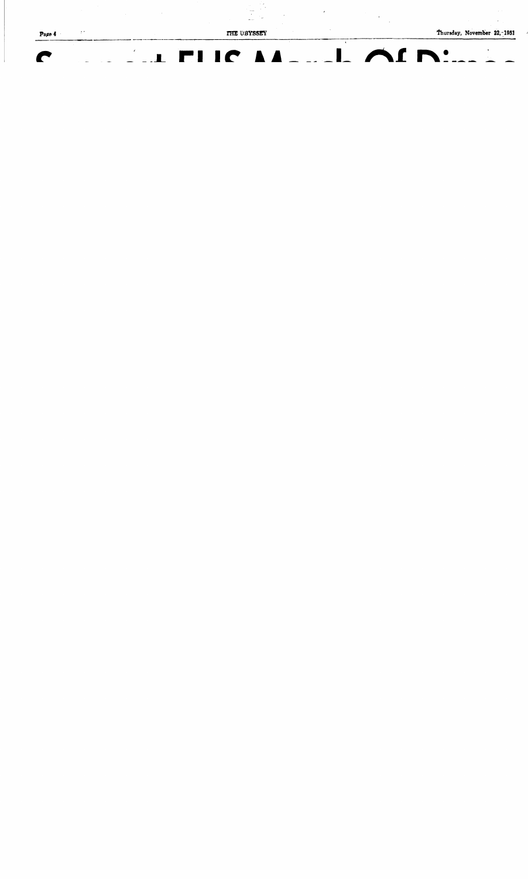# Support FUS March Of Dimes